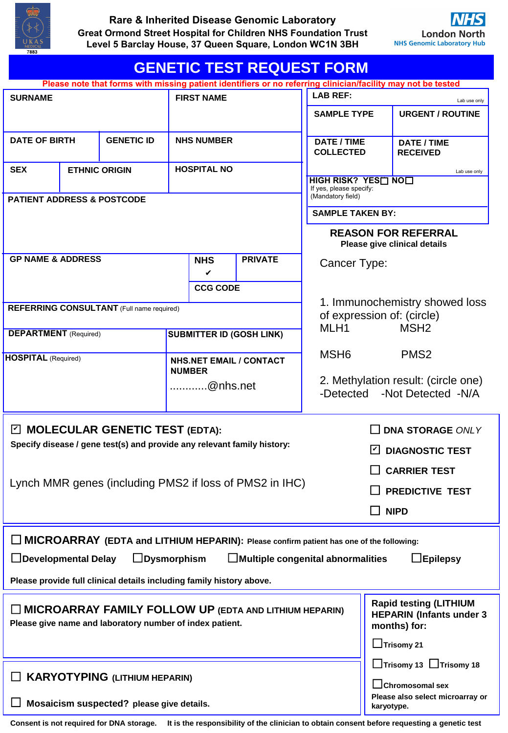**Rare & Inherited Disease Genomic Laboratory**
**Great Ormond Street Hospital for Children NHS Foundation Trust**
**Level 5 Barclay House, 37 Queen Square, London WC1N 3BH**

UKAS MEDICAL 7883

NHS London North
NHS Genomic Laboratory Hub

# GENETIC TEST REQUEST FORM

**Please note that forms with missing patient identifiers or no referring clinician/facility may not be tested**

| SURNAME | | FIRST NAME |
|---|---|---|
| DATE OF BIRTH | GENETIC ID | NHS NUMBER |
| SEX | ETHNIC ORIGIN | HOSPITAL NO |

**PATIENT ADDRESS & POSTCODE**

| GP NAME & ADDRESS | NHS ✔ | PRIVATE |
|---|---|---|
| | CCG CODE | |

**REFERRING CONSULTANT** (Full name required)

| **DEPARTMENT** (Required) | **SUBMITTER ID (GOSH LINK)** |
|---|---|
| **HOSPITAL** (Required) | **NHS.NET EMAIL / CONTACT NUMBER** ............@nhs.net |

| LAB REF: (Lab use only) | |
|---|---|
| SAMPLE TYPE | URGENT / ROUTINE |
| DATE / TIME COLLECTED | DATE / TIME RECEIVED (Lab use only) |

**HIGH RISK? YES☐ NO☐**
If yes, please specify:
(Mandatory field)

**SAMPLE TAKEN BY:**

## REASON FOR REFERRAL
**Please give clinical details**

Cancer Type:

1. Immunochemistry showed loss of expression of: (circle)
MLH1 MSH2
MSH6 PMS2

2. Methylation result: (circle one)
-Detected -Not Detected -N/A

## ☑ MOLECULAR GENETIC TEST (EDTA):

**Specify disease / gene test(s) and provide any relevant family history:**

Lynch MMR genes (including PMS2 if loss of PMS2 in IHC)

- ☐ DNA STORAGE *ONLY*
- ☑ DIAGNOSTIC TEST
- ☐ CARRIER TEST
- ☐ PREDICTIVE TEST
- ☐ NIPD

## ☐ MICROARRAY (EDTA and LITHIUM HEPARIN): Please confirm patient has one of the following:

☐ Developmental Delay ☐ Dysmorphism ☐ Multiple congenital abnormalities ☐ Epilepsy

**Please provide full clinical details including family history above.**

## ☐ MICROARRAY FAMILY FOLLOW UP (EDTA AND LITHIUM HEPARIN)

**Please give name and laboratory number of index patient.**

## ☐ KARYOTYPING (LITHIUM HEPARIN)

☐ **Mosaicism suspected?** please give details.

**Rapid testing (LITHIUM HEPARIN (Infants under 3 months) for:**

- ☐ Trisomy 21
- ☐ Trisomy 13 ☐ Trisomy 18
- ☐ Chromosomal sex

**Please also select microarray or karyotype.**

**Consent is not required for DNA storage. It is the responsibility of the clinician to obtain consent before requesting a genetic test**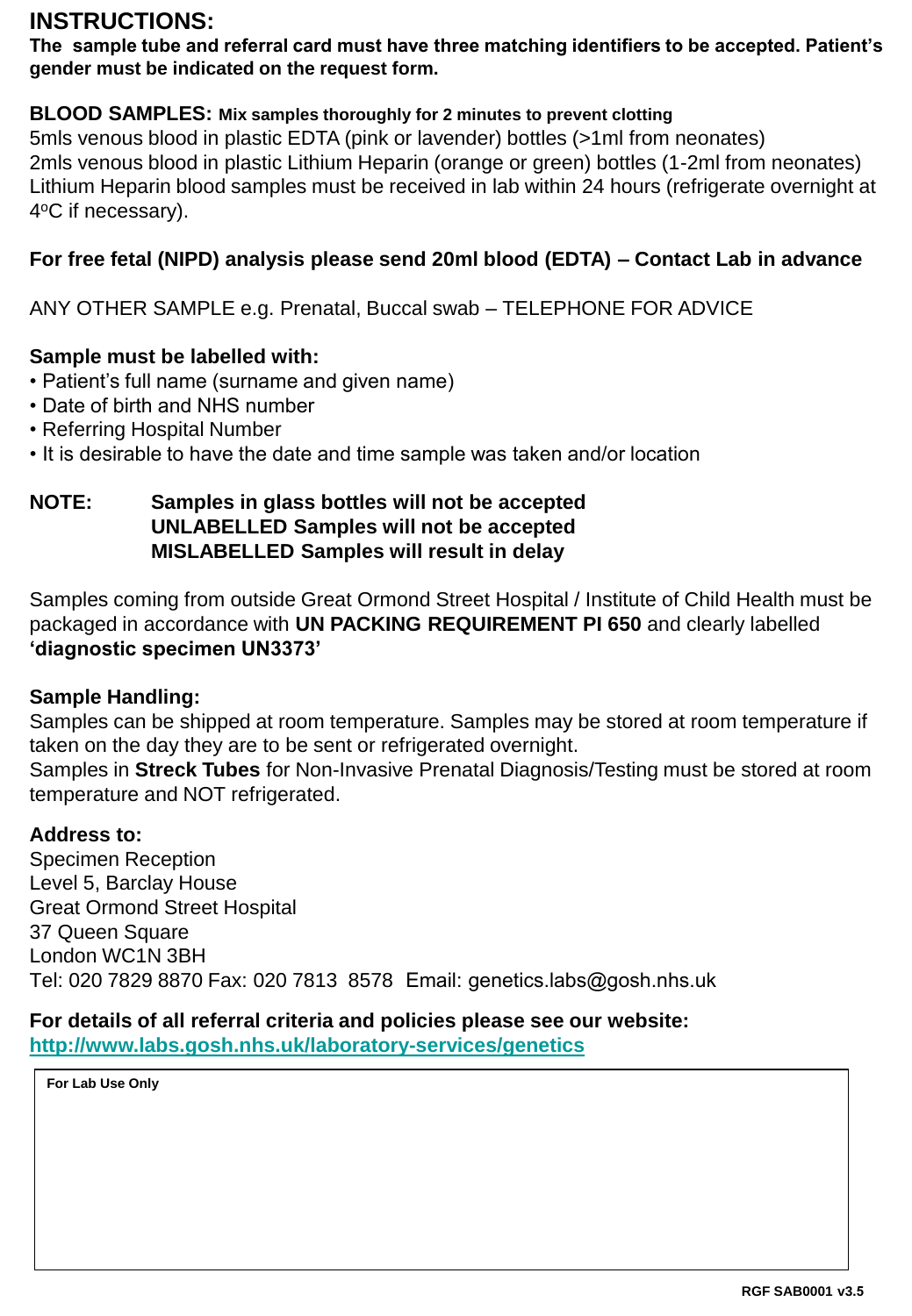## INSTRUCTIONS:

**The sample tube and referral card must have three matching identifiers to be accepted. Patient's gender must be indicated on the request form.**

**BLOOD SAMPLES: Mix samples thoroughly for 2 minutes to prevent clotting**

5mls venous blood in plastic EDTA (pink or lavender) bottles (>1ml from neonates)
2mls venous blood in plastic Lithium Heparin (orange or green) bottles (1-2ml from neonates)
Lithium Heparin blood samples must be received in lab within 24 hours (refrigerate overnight at 4ºC if necessary).

**For free fetal (NIPD) analysis please send 20ml blood (EDTA) – Contact Lab in advance**

ANY OTHER SAMPLE e.g. Prenatal, Buccal swab – TELEPHONE FOR ADVICE

**Sample must be labelled with:**

- Patient's full name (surname and given name)
- Date of birth and NHS number
- Referring Hospital Number
- It is desirable to have the date and time sample was taken and/or location

**NOTE:** **Samples in glass bottles will not be accepted**
**UNLABELLED Samples will not be accepted**
**MISLABELLED Samples will result in delay**

Samples coming from outside Great Ormond Street Hospital / Institute of Child Health must be packaged in accordance with **UN PACKING REQUIREMENT PI 650** and clearly labelled **'diagnostic specimen UN3373'**

**Sample Handling:**

Samples can be shipped at room temperature. Samples may be stored at room temperature if taken on the day they are to be sent or refrigerated overnight.
Samples in **Streck Tubes** for Non-Invasive Prenatal Diagnosis/Testing must be stored at room temperature and NOT refrigerated.

**Address to:**

Specimen Reception
Level 5, Barclay House
Great Ormond Street Hospital
37 Queen Square
London WC1N 3BH
Tel: 020 7829 8870 Fax: 020 7813 8578 Email: genetics.labs@gosh.nhs.uk

**For details of all referral criteria and policies please see our website:**
http://www.labs.gosh.nhs.uk/laboratory-services/genetics

**For Lab Use Only**

RGF SAB0001 v3.5